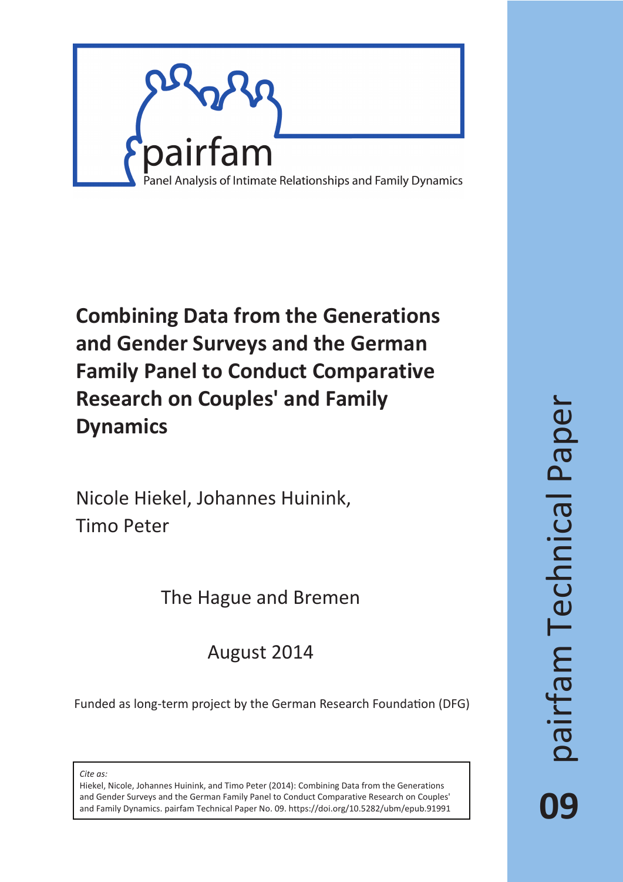pairfam

Panel Analysis of Intimate Relationships and Family Dynamics

# Combining Data from the Generations and Gender Surveys and the German Family Panel to Conduct Comparative Research on Couples' and Family Dynamics

Nicole Hiekel, Johannes Huinink, Timo Peter

The Hague and Bremen

August 2014

Funded as long-term project by the German Research Foundation (DFG)

*Cite as:*
Hiekel, Nicole, Johannes Huinink, and Timo Peter (2014): Combining Data from the Generations and Gender Surveys and the German Family Panel to Conduct Comparative Research on Couples' and Family Dynamics. pairfam Technical Paper No. 09. https://doi.org/10.5282/ubm/epub.91991

pairfam Technical Paper

09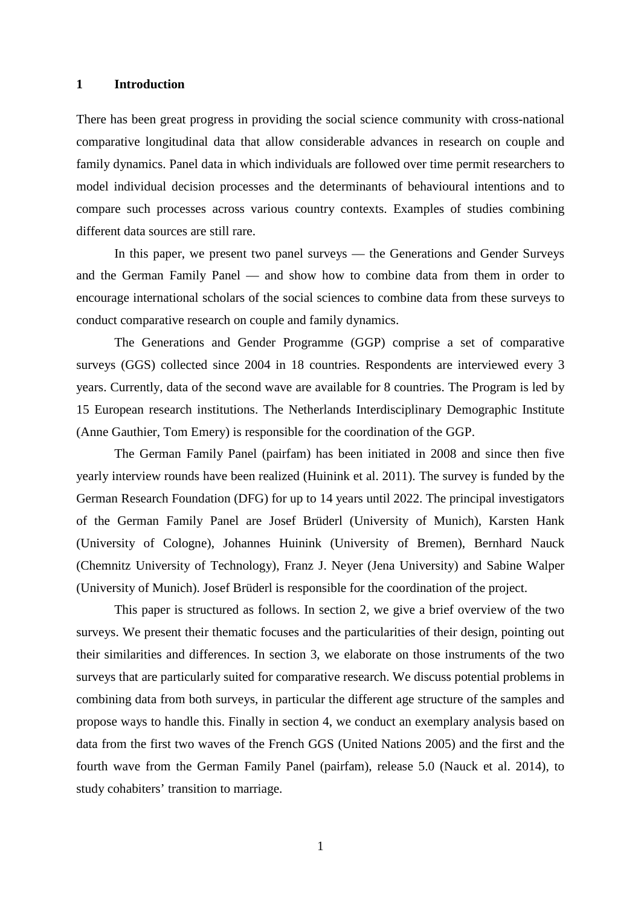# 1 Introduction

There has been great progress in providing the social science community with cross-national comparative longitudinal data that allow considerable advances in research on couple and family dynamics. Panel data in which individuals are followed over time permit researchers to model individual decision processes and the determinants of behavioural intentions and to compare such processes across various country contexts. Examples of studies combining different data sources are still rare.

In this paper, we present two panel surveys — the Generations and Gender Surveys and the German Family Panel — and show how to combine data from them in order to encourage international scholars of the social sciences to combine data from these surveys to conduct comparative research on couple and family dynamics.

The Generations and Gender Programme (GGP) comprise a set of comparative surveys (GGS) collected since 2004 in 18 countries. Respondents are interviewed every 3 years. Currently, data of the second wave are available for 8 countries. The Program is led by 15 European research institutions. The Netherlands Interdisciplinary Demographic Institute (Anne Gauthier, Tom Emery) is responsible for the coordination of the GGP.

The German Family Panel (pairfam) has been initiated in 2008 and since then five yearly interview rounds have been realized (Huinink et al. 2011). The survey is funded by the German Research Foundation (DFG) for up to 14 years until 2022. The principal investigators of the German Family Panel are Josef Brüderl (University of Munich), Karsten Hank (University of Cologne), Johannes Huinink (University of Bremen), Bernhard Nauck (Chemnitz University of Technology), Franz J. Neyer (Jena University) and Sabine Walper (University of Munich). Josef Brüderl is responsible for the coordination of the project.

This paper is structured as follows. In section 2, we give a brief overview of the two surveys. We present their thematic focuses and the particularities of their design, pointing out their similarities and differences. In section 3, we elaborate on those instruments of the two surveys that are particularly suited for comparative research. We discuss potential problems in combining data from both surveys, in particular the different age structure of the samples and propose ways to handle this. Finally in section 4, we conduct an exemplary analysis based on data from the first two waves of the French GGS (United Nations 2005) and the first and the fourth wave from the German Family Panel (pairfam), release 5.0 (Nauck et al. 2014), to study cohabiters' transition to marriage.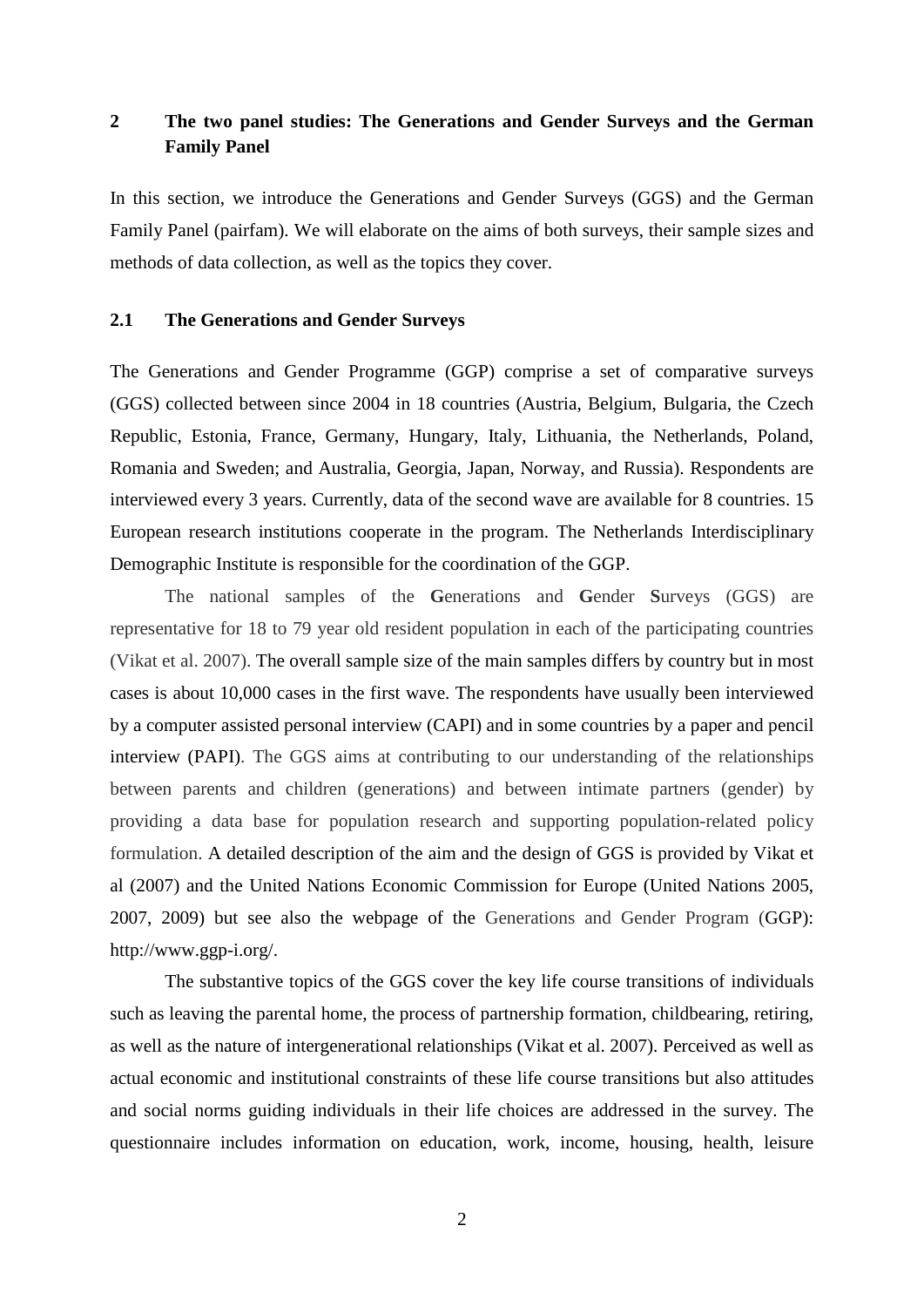## 2 The two panel studies: The Generations and Gender Surveys and the German Family Panel

In this section, we introduce the Generations and Gender Surveys (GGS) and the German Family Panel (pairfam). We will elaborate on the aims of both surveys, their sample sizes and methods of data collection, as well as the topics they cover.

### 2.1 The Generations and Gender Surveys

The Generations and Gender Programme (GGP) comprise a set of comparative surveys (GGS) collected between since 2004 in 18 countries (Austria, Belgium, Bulgaria, the Czech Republic, Estonia, France, Germany, Hungary, Italy, Lithuania, the Netherlands, Poland, Romania and Sweden; and Australia, Georgia, Japan, Norway, and Russia). Respondents are interviewed every 3 years. Currently, data of the second wave are available for 8 countries. 15 European research institutions cooperate in the program. The Netherlands Interdisciplinary Demographic Institute is responsible for the coordination of the GGP.

The national samples of the **G**enerations and **G**ender **S**urveys (GGS) are representative for 18 to 79 year old resident population in each of the participating countries (Vikat et al. 2007). The overall sample size of the main samples differs by country but in most cases is about 10,000 cases in the first wave. The respondents have usually been interviewed by a computer assisted personal interview (CAPI) and in some countries by a paper and pencil interview (PAPI). The GGS aims at contributing to our understanding of the relationships between parents and children (generations) and between intimate partners (gender) by providing a data base for population research and supporting population-related policy formulation. A detailed description of the aim and the design of GGS is provided by Vikat et al (2007) and the United Nations Economic Commission for Europe (United Nations 2005, 2007, 2009) but see also the webpage of the Generations and Gender Program (GGP): http://www.ggp-i.org/.

The substantive topics of the GGS cover the key life course transitions of individuals such as leaving the parental home, the process of partnership formation, childbearing, retiring, as well as the nature of intergenerational relationships (Vikat et al. 2007). Perceived as well as actual economic and institutional constraints of these life course transitions but also attitudes and social norms guiding individuals in their life choices are addressed in the survey. The questionnaire includes information on education, work, income, housing, health, leisure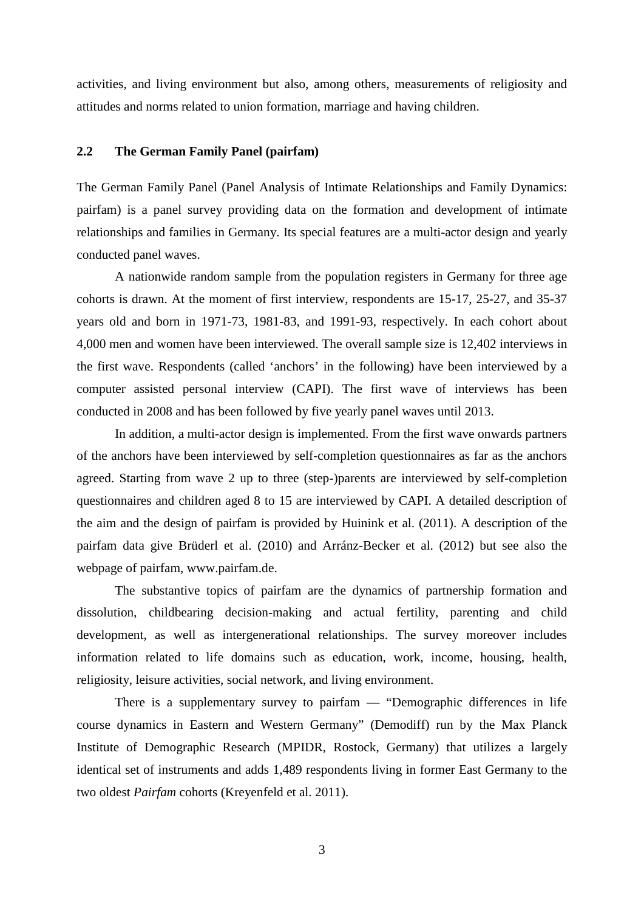activities, and living environment but also, among others, measurements of religiosity and attitudes and norms related to union formation, marriage and having children.

## 2.2 The German Family Panel (pairfam)

The German Family Panel (Panel Analysis of Intimate Relationships and Family Dynamics: pairfam) is a panel survey providing data on the formation and development of intimate relationships and families in Germany. Its special features are a multi-actor design and yearly conducted panel waves.

A nationwide random sample from the population registers in Germany for three age cohorts is drawn. At the moment of first interview, respondents are 15-17, 25-27, and 35-37 years old and born in 1971-73, 1981-83, and 1991-93, respectively. In each cohort about 4,000 men and women have been interviewed. The overall sample size is 12,402 interviews in the first wave. Respondents (called 'anchors' in the following) have been interviewed by a computer assisted personal interview (CAPI). The first wave of interviews has been conducted in 2008 and has been followed by five yearly panel waves until 2013.

In addition, a multi-actor design is implemented. From the first wave onwards partners of the anchors have been interviewed by self-completion questionnaires as far as the anchors agreed. Starting from wave 2 up to three (step-)parents are interviewed by self-completion questionnaires and children aged 8 to 15 are interviewed by CAPI. A detailed description of the aim and the design of pairfam is provided by Huinink et al. (2011). A description of the pairfam data give Brüderl et al. (2010) and Arránz-Becker et al. (2012) but see also the webpage of pairfam, www.pairfam.de.

The substantive topics of pairfam are the dynamics of partnership formation and dissolution, childbearing decision-making and actual fertility, parenting and child development, as well as intergenerational relationships. The survey moreover includes information related to life domains such as education, work, income, housing, health, religiosity, leisure activities, social network, and living environment.

There is a supplementary survey to pairfam — "Demographic differences in life course dynamics in Eastern and Western Germany" (Demodiff) run by the Max Planck Institute of Demographic Research (MPIDR, Rostock, Germany) that utilizes a largely identical set of instruments and adds 1,489 respondents living in former East Germany to the two oldest *Pairfam* cohorts (Kreyenfeld et al. 2011).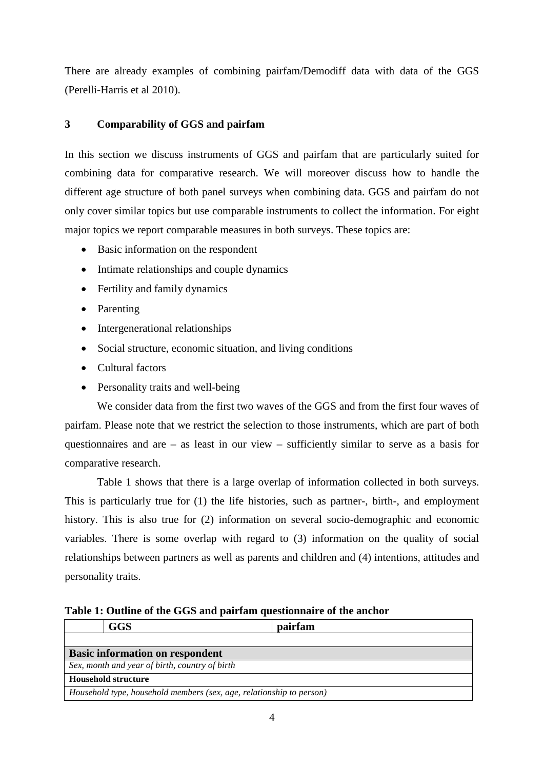There are already examples of combining pairfam/Demodiff data with data of the GGS (Perelli-Harris et al 2010).

## 3 Comparability of GGS and pairfam

In this section we discuss instruments of GGS and pairfam that are particularly suited for combining data for comparative research. We will moreover discuss how to handle the different age structure of both panel surveys when combining data. GGS and pairfam do not only cover similar topics but use comparable instruments to collect the information. For eight major topics we report comparable measures in both surveys. These topics are:

- Basic information on the respondent
- Intimate relationships and couple dynamics
- Fertility and family dynamics
- Parenting
- Intergenerational relationships
- Social structure, economic situation, and living conditions
- Cultural factors
- Personality traits and well-being

We consider data from the first two waves of the GGS and from the first four waves of pairfam. Please note that we restrict the selection to those instruments, which are part of both questionnaires and are – as least in our view – sufficiently similar to serve as a basis for comparative research.

Table 1 shows that there is a large overlap of information collected in both surveys. This is particularly true for (1) the life histories, such as partner-, birth-, and employment history. This is also true for (2) information on several socio-demographic and economic variables. There is some overlap with regard to (3) information on the quality of social relationships between partners as well as parents and children and (4) intentions, attitudes and personality traits.

**Table 1: Outline of the GGS and pairfam questionnaire of the anchor**

| | GGS | pairfam |
|---|---|---|
| | | |
| **Basic information on respondent** | | |
| *Sex, month and year of birth, country of birth* | | |
| **Household structure** | | |
| *Household type, household members (sex, age, relationship to person)* | | |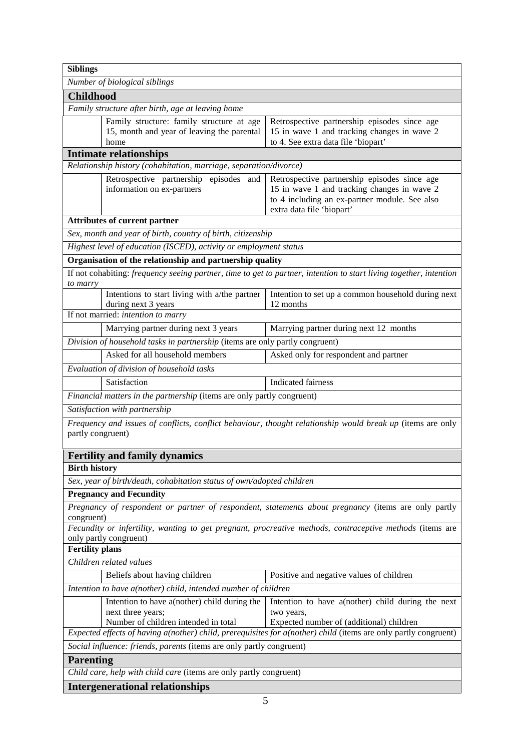| | | |
|---|---|---|
| **Siblings** | | |
| *Number of biological siblings* | | |
| **Childhood** | | |
| *Family structure after birth, age at leaving home* | | |
| | Family structure: family structure at age 15, month and year of leaving the parental home | Retrospective partnership episodes since age 15 in wave 1 and tracking changes in wave 2 to 4. See extra data file 'biopart' |
| **Intimate relationships** | | |
| *Relationship history (cohabitation, marriage, separation/divorce)* | | |
| | Retrospective partnership episodes and information on ex-partners | Retrospective partnership episodes since age 15 in wave 1 and tracking changes in wave 2 to 4 including an ex-partner module. See also extra data file 'biopart' |
| **Attributes of current partner** | | |
| *Sex, month and year of birth, country of birth, citizenship* | | |
| *Highest level of education (ISCED), activity or employment status* | | |
| **Organisation of the relationship and partnership quality** | | |
| If not cohabiting: *frequency seeing partner, time to get to partner, intention to start living together, intention to marry* | | |
| | Intentions to start living with a/the partner during next 3 years | Intention to set up a common household during next 12 months |
| If not married: *intention to marry* | | |
| | Marrying partner during next 3 years | Marrying partner during next 12 months |
| *Division of household tasks in partnership* (items are only partly congruent) | | |
| | Asked for all household members | Asked only for respondent and partner |
| *Evaluation of division of household tasks* | | |
| | Satisfaction | Indicated fairness |
| *Financial matters in the partnership* (items are only partly congruent) | | |
| *Satisfaction with partnership* | | |
| *Frequency and issues of conflicts, conflict behaviour, thought relationship would break up* (items are only partly congruent) | | |
| **Fertility and family dynamics** | | |
| **Birth history** | | |
| *Sex, year of birth/death, cohabitation status of own/adopted children* | | |
| **Pregnancy and Fecundity** | | |
| *Pregnancy of respondent or partner of respondent, statements about pregnancy* (items are only partly congruent) | | |
| *Fecundity or infertility, wanting to get pregnant, procreative methods, contraceptive methods* (items are only partly congruent) | | |
| **Fertility plans** | | |
| *Children related values* | | |
| | Beliefs about having children | Positive and negative values of children |
| *Intention to have a(nother) child, intended number of children* | | |
| | Intention to have a(nother) child during the next three years; Number of children intended in total | Intention to have a(nother) child during the next two years, Expected number of (additional) children |
| *Expected effects of having a(nother) child, prerequisites for a(nother) child* (items are only partly congruent) | | |
| *Social influence: friends, parents* (items are only partly congruent) | | |
| **Parenting** | | |
| *Child care, help with child care* (items are only partly congruent) | | |
| **Intergenerational relationships** | | |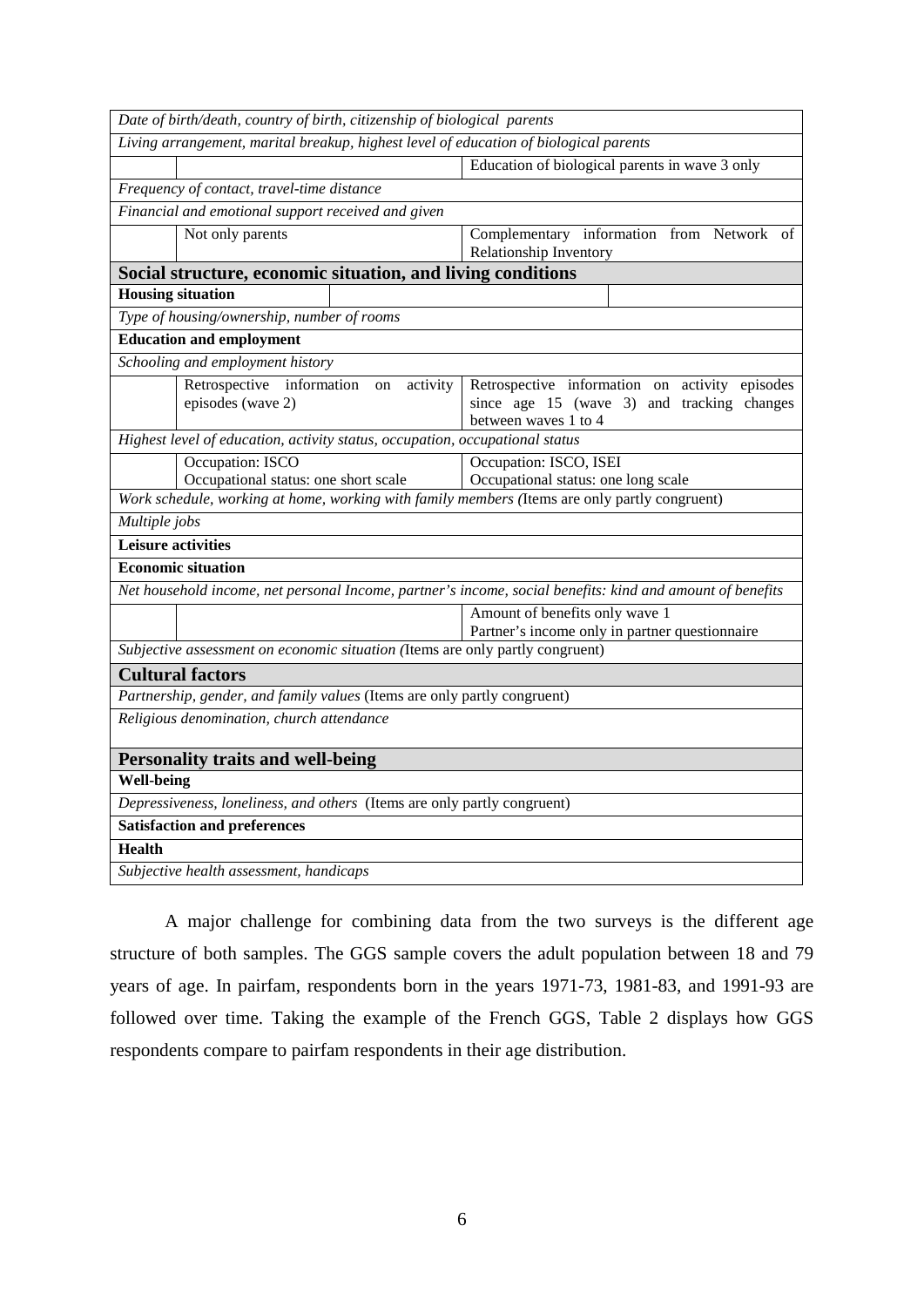| | | |
|---|---|---|
| *Date of birth/death, country of birth, citizenship of biological parents* | | |
| *Living arrangement, marital breakup, highest level of education of biological parents* | | |
| | | Education of biological parents in wave 3 only |
| *Frequency of contact, travel-time distance* | | |
| *Financial and emotional support received and given* | | |
| | Not only parents | Complementary information from Network of Relationship Inventory |
| **Social structure, economic situation, and living conditions** | | |
| **Housing situation** | | |
| *Type of housing/ownership, number of rooms* | | |
| **Education and employment** | | |
| *Schooling and employment history* | | |
| | Retrospective information on activity episodes (wave 2) | Retrospective information on activity episodes since age 15 (wave 3) and tracking changes between waves 1 to 4 |
| *Highest level of education, activity status, occupation, occupational status* | | |
| | Occupation: ISCO<br>Occupational status: one short scale | Occupation: ISCO, ISEI<br>Occupational status: one long scale |
| *Work schedule, working at home, working with family members (*Items are only partly congruent) | | |
| *Multiple jobs* | | |
| **Leisure activities** | | |
| **Economic situation** | | |
| *Net household income, net personal Income, partner's income, social benefits: kind and amount of benefits* | | |
| | | Amount of benefits only wave 1<br>Partner's income only in partner questionnaire |
| *Subjective assessment on economic situation (*Items are only partly congruent) | | |
| **Cultural factors** | | |
| *Partnership, gender, and family values* (Items are only partly congruent) | | |
| *Religious denomination, church attendance* | | |
| **Personality traits and well-being** | | |
| **Well-being** | | |
| *Depressiveness, loneliness, and others* (Items are only partly congruent) | | |
| **Satisfaction and preferences** | | |
| **Health** | | |
| *Subjective health assessment, handicaps* | | |

A major challenge for combining data from the two surveys is the different age structure of both samples. The GGS sample covers the adult population between 18 and 79 years of age. In pairfam, respondents born in the years 1971-73, 1981-83, and 1991-93 are followed over time. Taking the example of the French GGS, Table 2 displays how GGS respondents compare to pairfam respondents in their age distribution.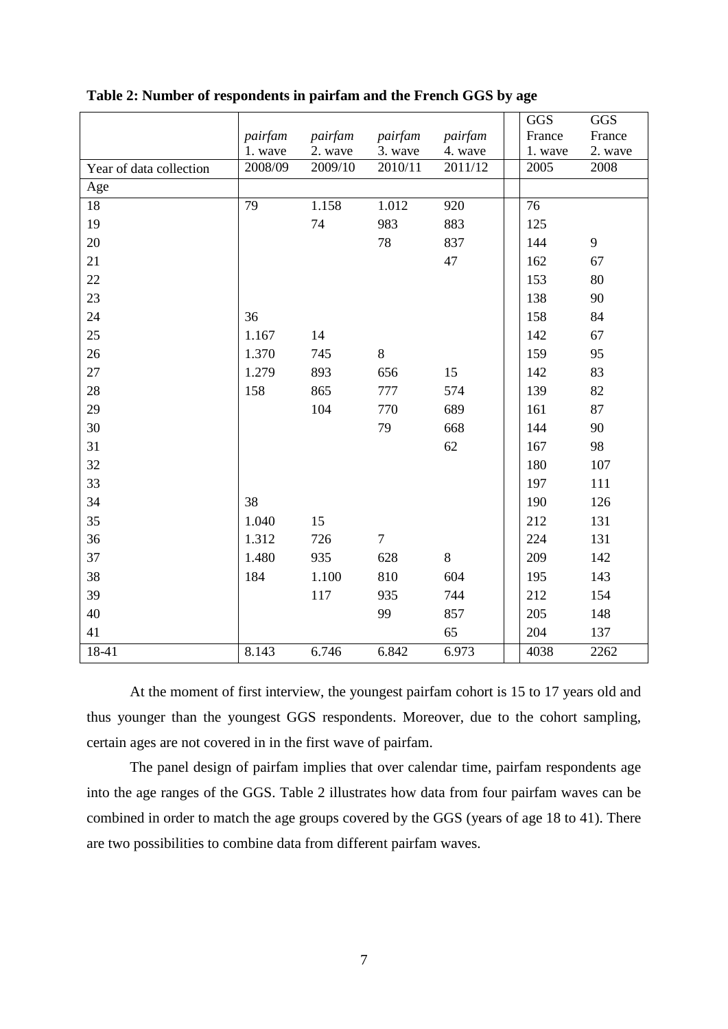**Table 2: Number of respondents in pairfam and the French GGS by age**

| | *pairfam* 1. wave | *pairfam* 2. wave | *pairfam* 3. wave | *pairfam* 4. wave | | GGS France 1. wave | GGS France 2. wave |
|---|---|---|---|---|---|---|---|
| Year of data collection | 2008/09 | 2009/10 | 2010/11 | 2011/12 | | 2005 | 2008 |
| Age | | | | | | | |
| 18 | 79 | 1.158 | 1.012 | 920 | | 76 | |
| 19 | | 74 | 983 | 883 | | 125 | |
| 20 | | | 78 | 837 | | 144 | 9 |
| 21 | | | | 47 | | 162 | 67 |
| 22 | | | | | | 153 | 80 |
| 23 | | | | | | 138 | 90 |
| 24 | 36 | | | | | 158 | 84 |
| 25 | 1.167 | 14 | | | | 142 | 67 |
| 26 | 1.370 | 745 | 8 | | | 159 | 95 |
| 27 | 1.279 | 893 | 656 | 15 | | 142 | 83 |
| 28 | 158 | 865 | 777 | 574 | | 139 | 82 |
| 29 | | 104 | 770 | 689 | | 161 | 87 |
| 30 | | | 79 | 668 | | 144 | 90 |
| 31 | | | | 62 | | 167 | 98 |
| 32 | | | | | | 180 | 107 |
| 33 | | | | | | 197 | 111 |
| 34 | 38 | | | | | 190 | 126 |
| 35 | 1.040 | 15 | | | | 212 | 131 |
| 36 | 1.312 | 726 | 7 | | | 224 | 131 |
| 37 | 1.480 | 935 | 628 | 8 | | 209 | 142 |
| 38 | 184 | 1.100 | 810 | 604 | | 195 | 143 |
| 39 | | 117 | 935 | 744 | | 212 | 154 |
| 40 | | | 99 | 857 | | 205 | 148 |
| 41 | | | | 65 | | 204 | 137 |
| 18-41 | 8.143 | 6.746 | 6.842 | 6.973 | | 4038 | 2262 |

At the moment of first interview, the youngest pairfam cohort is 15 to 17 years old and thus younger than the youngest GGS respondents. Moreover, due to the cohort sampling, certain ages are not covered in in the first wave of pairfam.

The panel design of pairfam implies that over calendar time, pairfam respondents age into the age ranges of the GGS. Table 2 illustrates how data from four pairfam waves can be combined in order to match the age groups covered by the GGS (years of age 18 to 41). There are two possibilities to combine data from different pairfam waves.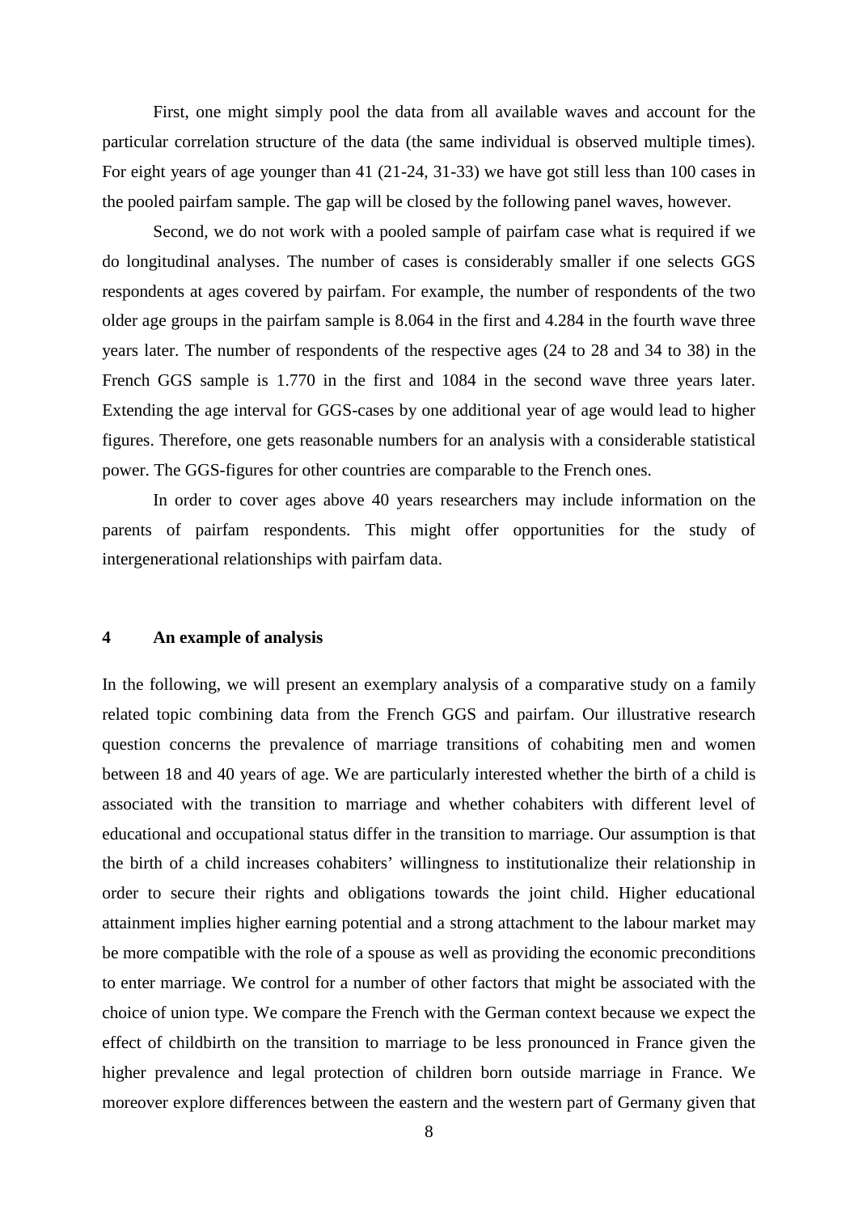First, one might simply pool the data from all available waves and account for the particular correlation structure of the data (the same individual is observed multiple times). For eight years of age younger than 41 (21-24, 31-33) we have got still less than 100 cases in the pooled pairfam sample. The gap will be closed by the following panel waves, however.

Second, we do not work with a pooled sample of pairfam case what is required if we do longitudinal analyses. The number of cases is considerably smaller if one selects GGS respondents at ages covered by pairfam. For example, the number of respondents of the two older age groups in the pairfam sample is 8.064 in the first and 4.284 in the fourth wave three years later. The number of respondents of the respective ages (24 to 28 and 34 to 38) in the French GGS sample is 1.770 in the first and 1084 in the second wave three years later. Extending the age interval for GGS-cases by one additional year of age would lead to higher figures. Therefore, one gets reasonable numbers for an analysis with a considerable statistical power. The GGS-figures for other countries are comparable to the French ones.

In order to cover ages above 40 years researchers may include information on the parents of pairfam respondents. This might offer opportunities for the study of intergenerational relationships with pairfam data.

## 4 An example of analysis

In the following, we will present an exemplary analysis of a comparative study on a family related topic combining data from the French GGS and pairfam. Our illustrative research question concerns the prevalence of marriage transitions of cohabiting men and women between 18 and 40 years of age. We are particularly interested whether the birth of a child is associated with the transition to marriage and whether cohabiters with different level of educational and occupational status differ in the transition to marriage. Our assumption is that the birth of a child increases cohabiters' willingness to institutionalize their relationship in order to secure their rights and obligations towards the joint child. Higher educational attainment implies higher earning potential and a strong attachment to the labour market may be more compatible with the role of a spouse as well as providing the economic preconditions to enter marriage. We control for a number of other factors that might be associated with the choice of union type. We compare the French with the German context because we expect the effect of childbirth on the transition to marriage to be less pronounced in France given the higher prevalence and legal protection of children born outside marriage in France. We moreover explore differences between the eastern and the western part of Germany given that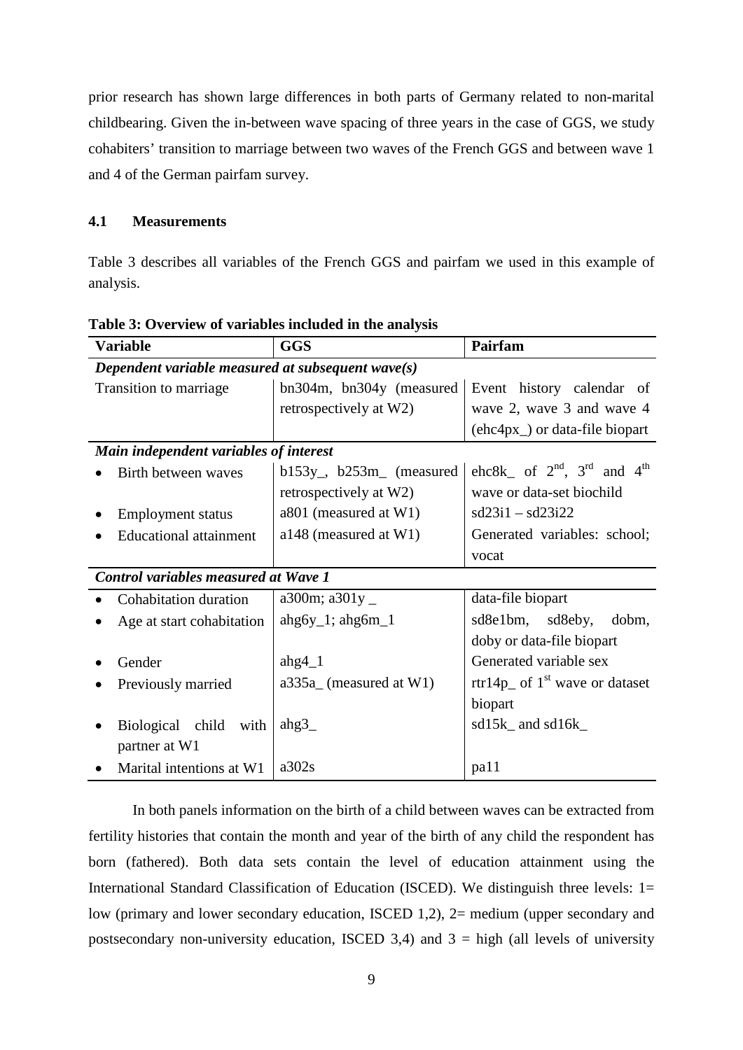prior research has shown large differences in both parts of Germany related to non-marital childbearing. Given the in-between wave spacing of three years in the case of GGS, we study cohabiters' transition to marriage between two waves of the French GGS and between wave 1 and 4 of the German pairfam survey.

### 4.1 Measurements

Table 3 describes all variables of the French GGS and pairfam we used in this example of analysis.

**Table 3: Overview of variables included in the analysis**

| Variable | GGS | Pairfam |
|---|---|---|
| ***Dependent variable measured at subsequent wave(s)*** | | |
| Transition to marriage | bn304m, bn304y (measured retrospectively at W2) | Event history calendar of wave 2, wave 3 and wave 4 (ehc4px_) or data-file biopart |
| ***Main independent variables of interest*** | | |
| • Birth between waves | b153y_, b253m_ (measured retrospectively at W2) | ehc8k_ of 2nd, 3rd and 4th wave or data-set biochild |
| • Employment status | a801 (measured at W1) | sd23i1 – sd23i22 |
| • Educational attainment | a148 (measured at W1) | Generated variables: school; vocat |
| ***Control variables measured at Wave 1*** | | |
| • Cohabitation duration | a300m; a301y _ | data-file biopart |
| • Age at start cohabitation | ahg6y_1; ahg6m_1 | sd8e1bm, sd8eby, dobm, doby or data-file biopart |
| • Gender | ahg4_1 | Generated variable sex |
| • Previously married | a335a_ (measured at W1) | rtr14p_ of 1st wave or dataset biopart |
| • Biological child with partner at W1 | ahg3_ | sd15k_ and sd16k_ |
| • Marital intentions at W1 | a302s | pa11 |

In both panels information on the birth of a child between waves can be extracted from fertility histories that contain the month and year of the birth of any child the respondent has born (fathered). Both data sets contain the level of education attainment using the International Standard Classification of Education (ISCED). We distinguish three levels: 1= low (primary and lower secondary education, ISCED 1,2), 2= medium (upper secondary and postsecondary non-university education, ISCED 3,4) and 3 = high (all levels of university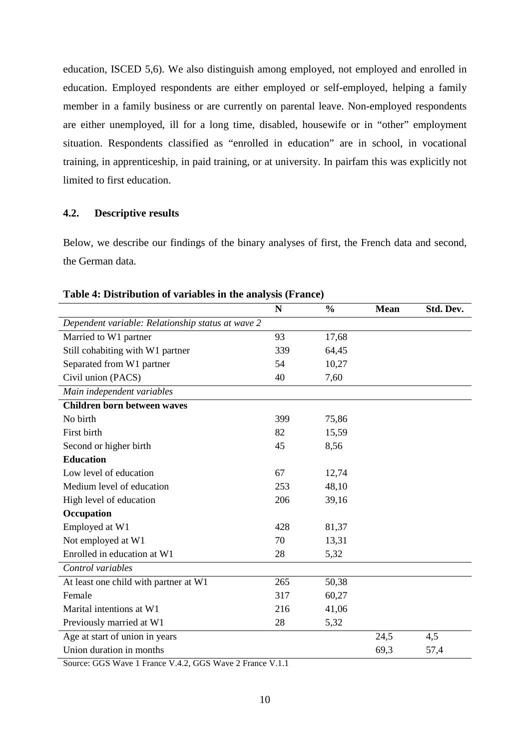education, ISCED 5,6). We also distinguish among employed, not employed and enrolled in education. Employed respondents are either employed or self-employed, helping a family member in a family business or are currently on parental leave. Non-employed respondents are either unemployed, ill for a long time, disabled, housewife or in "other" employment situation. Respondents classified as "enrolled in education" are in school, in vocational training, in apprenticeship, in paid training, or at university. In pairfam this was explicitly not limited to first education.

### 4.2. Descriptive results

Below, we describe our findings of the binary analyses of first, the French data and second, the German data.

**Table 4: Distribution of variables in the analysis (France)**

| | N | % | Mean | Std. Dev. |
|---|---|---|---|---|
| *Dependent variable: Relationship status at wave 2* | | | | |
| Married to W1 partner | 93 | 17,68 | | |
| Still cohabiting with W1 partner | 339 | 64,45 | | |
| Separated from W1 partner | 54 | 10,27 | | |
| Civil union (PACS) | 40 | 7,60 | | |
| *Main independent variables* | | | | |
| **Children born between waves** | | | | |
| No birth | 399 | 75,86 | | |
| First birth | 82 | 15,59 | | |
| Second or higher birth | 45 | 8,56 | | |
| **Education** | | | | |
| Low level of education | 67 | 12,74 | | |
| Medium level of education | 253 | 48,10 | | |
| High level of education | 206 | 39,16 | | |
| **Occupation** | | | | |
| Employed at W1 | 428 | 81,37 | | |
| Not employed at W1 | 70 | 13,31 | | |
| Enrolled in education at W1 | 28 | 5,32 | | |
| *Control variables* | | | | |
| At least one child with partner at W1 | 265 | 50,38 | | |
| Female | 317 | 60,27 | | |
| Marital intentions at W1 | 216 | 41,06 | | |
| Previously married at W1 | 28 | 5,32 | | |
| Age at start of union in years | | | 24,5 | 4,5 |
| Union duration in months | | | 69,3 | 57,4 |

Source: GGS Wave 1 France V.4.2, GGS Wave 2 France V.1.1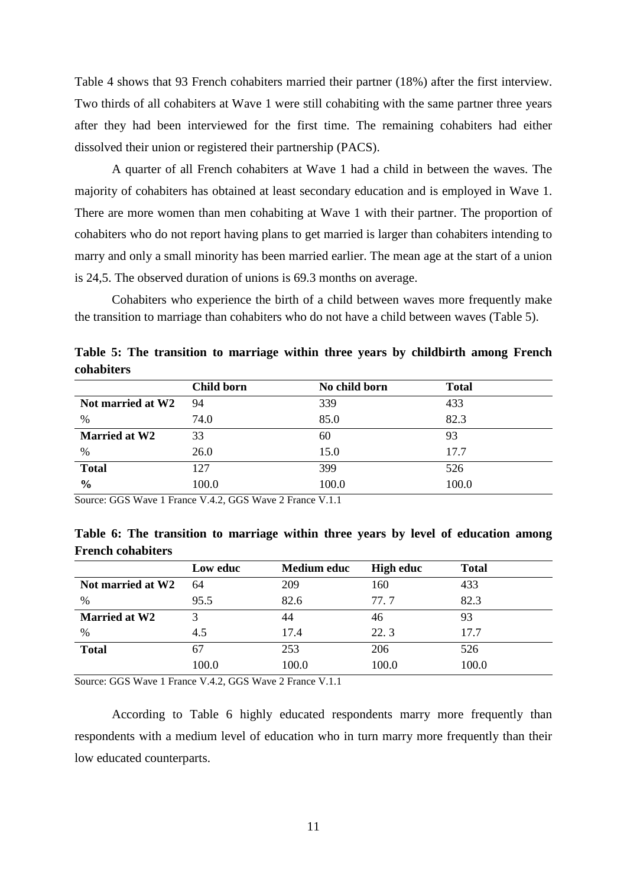Table 4 shows that 93 French cohabiters married their partner (18%) after the first interview. Two thirds of all cohabiters at Wave 1 were still cohabiting with the same partner three years after they had been interviewed for the first time. The remaining cohabiters had either dissolved their union or registered their partnership (PACS).

A quarter of all French cohabiters at Wave 1 had a child in between the waves. The majority of cohabiters has obtained at least secondary education and is employed in Wave 1. There are more women than men cohabiting at Wave 1 with their partner. The proportion of cohabiters who do not report having plans to get married is larger than cohabiters intending to marry and only a small minority has been married earlier. The mean age at the start of a union is 24,5. The observed duration of unions is 69.3 months on average.

Cohabiters who experience the birth of a child between waves more frequently make the transition to marriage than cohabiters who do not have a child between waves (Table 5).

**Table 5: The transition to marriage within three years by childbirth among French cohabiters**

| | **Child born** | **No child born** | **Total** |
|---|---|---|---|
| **Not married at W2** | 94 | 339 | 433 |
| % | 74.0 | 85.0 | 82.3 |
| **Married at W2** | 33 | 60 | 93 |
| % | 26.0 | 15.0 | 17.7 |
| **Total** | 127 | 399 | 526 |
| **%** | 100.0 | 100.0 | 100.0 |

Source: GGS Wave 1 France V.4.2, GGS Wave 2 France V.1.1

**Table 6: The transition to marriage within three years by level of education among French cohabiters**

| | **Low educ** | **Medium educ** | **High educ** | **Total** |
|---|---|---|---|---|
| **Not married at W2** | 64 | 209 | 160 | 433 |
| % | 95.5 | 82.6 | 77. 7 | 82.3 |
| **Married at W2** | 3 | 44 | 46 | 93 |
| % | 4.5 | 17.4 | 22. 3 | 17.7 |
| **Total** | 67 | 253 | 206 | 526 |
| | 100.0 | 100.0 | 100.0 | 100.0 |

Source: GGS Wave 1 France V.4.2, GGS Wave 2 France V.1.1

According to Table 6 highly educated respondents marry more frequently than respondents with a medium level of education who in turn marry more frequently than their low educated counterparts.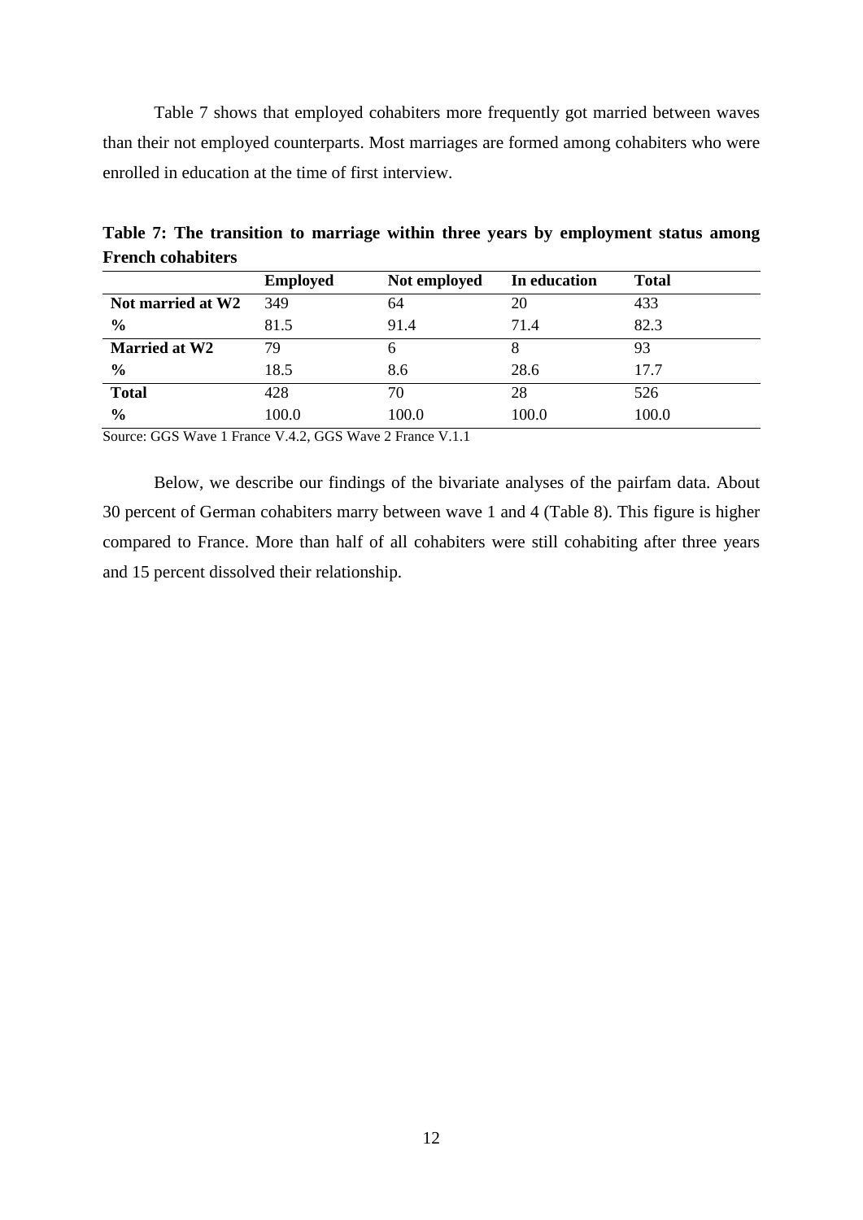Table 7 shows that employed cohabiters more frequently got married between waves than their not employed counterparts. Most marriages are formed among cohabiters who were enrolled in education at the time of first interview.

**Table 7: The transition to marriage within three years by employment status among French cohabiters**

| | **Employed** | **Not employed** | **In education** | **Total** |
|---|---|---|---|---|
| **Not married at W2** | 349 | 64 | 20 | 433 |
| **%** | 81.5 | 91.4 | 71.4 | 82.3 |
| **Married at W2** | 79 | 6 | 8 | 93 |
| **%** | 18.5 | 8.6 | 28.6 | 17.7 |
| **Total** | 428 | 70 | 28 | 526 |
| **%** | 100.0 | 100.0 | 100.0 | 100.0 |

Source: GGS Wave 1 France V.4.2, GGS Wave 2 France V.1.1

Below, we describe our findings of the bivariate analyses of the pairfam data. About 30 percent of German cohabiters marry between wave 1 and 4 (Table 8). This figure is higher compared to France. More than half of all cohabiters were still cohabiting after three years and 15 percent dissolved their relationship.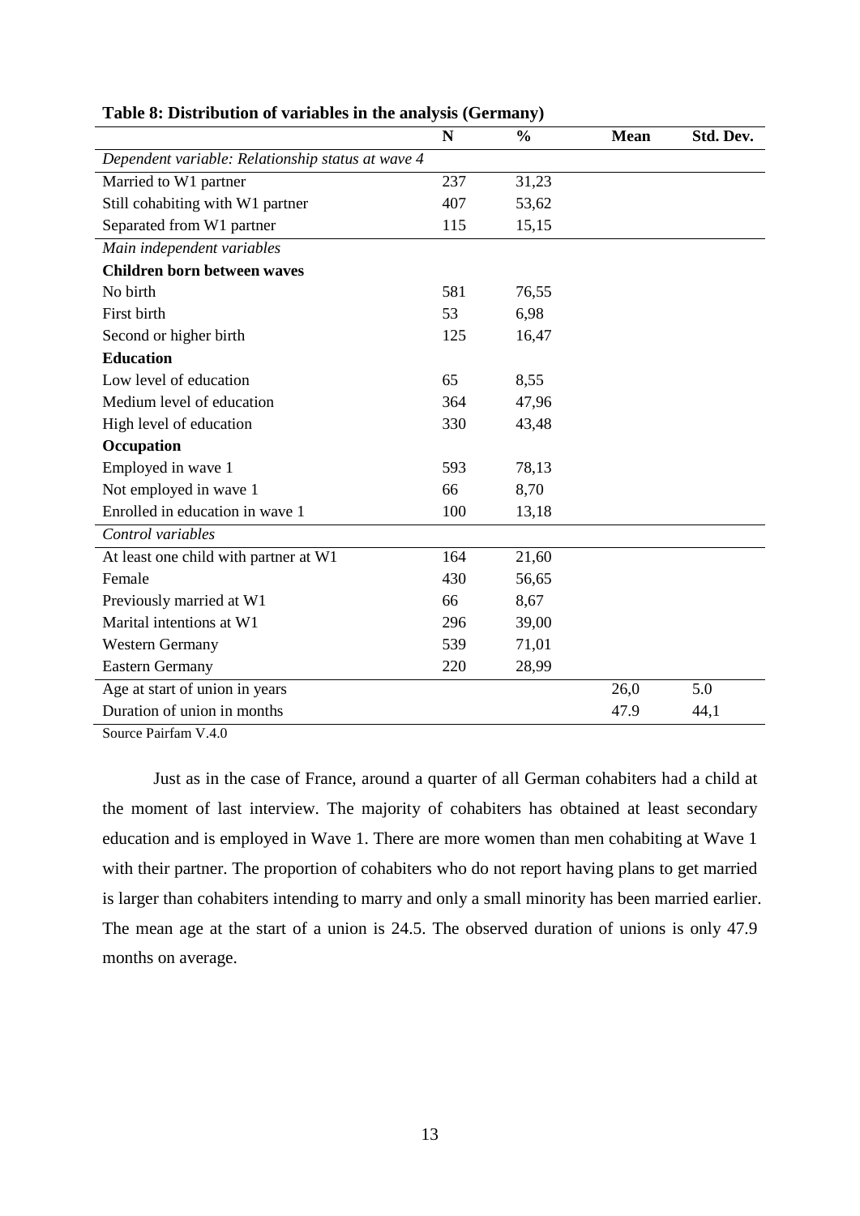**Table 8: Distribution of variables in the analysis (Germany)**

| | N | % | Mean | Std. Dev. |
|---|---|---|---|---|
| *Dependent variable: Relationship status at wave 4* | | | | |
| Married to W1 partner | 237 | 31,23 | | |
| Still cohabiting with W1 partner | 407 | 53,62 | | |
| Separated from W1 partner | 115 | 15,15 | | |
| *Main independent variables* | | | | |
| **Children born between waves** | | | | |
| No birth | 581 | 76,55 | | |
| First birth | 53 | 6,98 | | |
| Second or higher birth | 125 | 16,47 | | |
| **Education** | | | | |
| Low level of education | 65 | 8,55 | | |
| Medium level of education | 364 | 47,96 | | |
| High level of education | 330 | 43,48 | | |
| **Occupation** | | | | |
| Employed in wave 1 | 593 | 78,13 | | |
| Not employed in wave 1 | 66 | 8,70 | | |
| Enrolled in education in wave 1 | 100 | 13,18 | | |
| *Control variables* | | | | |
| At least one child with partner at W1 | 164 | 21,60 | | |
| Female | 430 | 56,65 | | |
| Previously married at W1 | 66 | 8,67 | | |
| Marital intentions at W1 | 296 | 39,00 | | |
| Western Germany | 539 | 71,01 | | |
| Eastern Germany | 220 | 28,99 | | |
| Age at start of union in years | | | 26,0 | 5.0 |
| Duration of union in months | | | 47.9 | 44,1 |

Source Pairfam V.4.0

Just as in the case of France, around a quarter of all German cohabiters had a child at the moment of last interview. The majority of cohabiters has obtained at least secondary education and is employed in Wave 1. There are more women than men cohabiting at Wave 1 with their partner. The proportion of cohabiters who do not report having plans to get married is larger than cohabiters intending to marry and only a small minority has been married earlier. The mean age at the start of a union is 24.5. The observed duration of unions is only 47.9 months on average.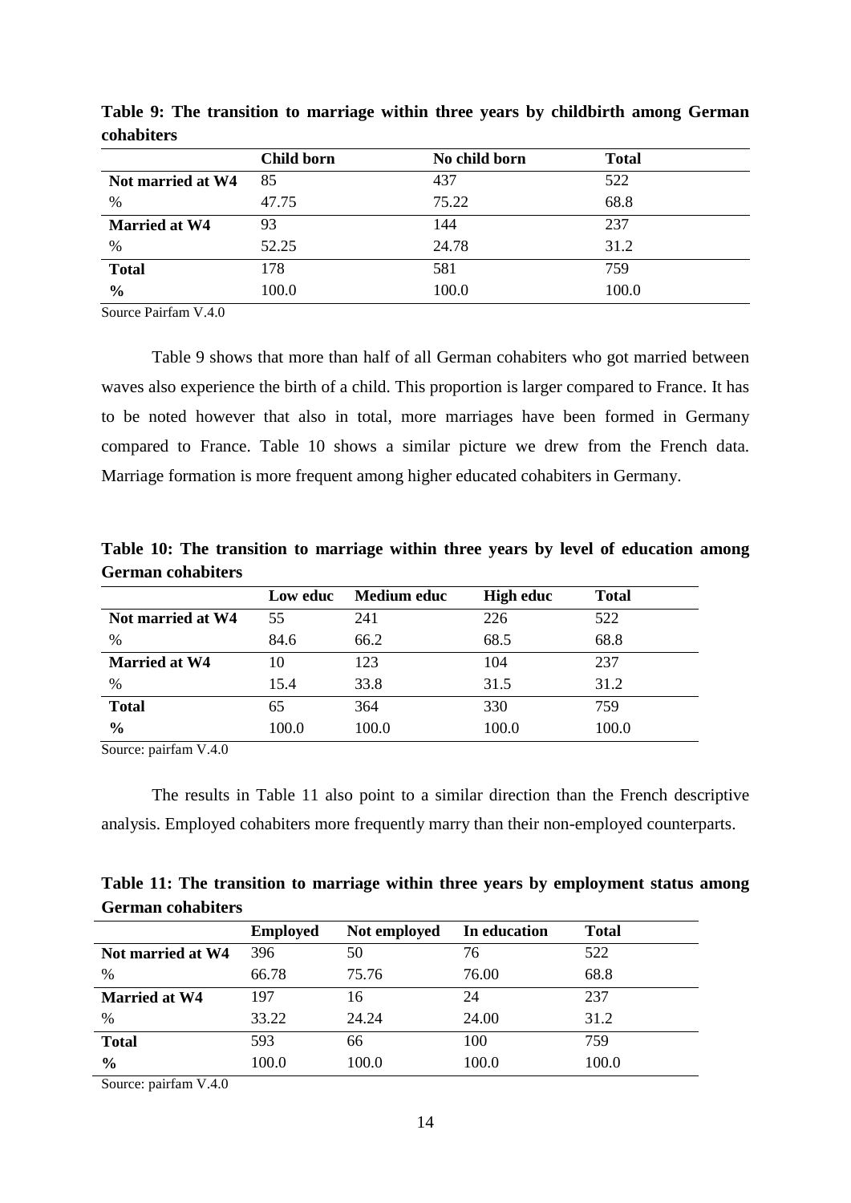**Table 9: The transition to marriage within three years by childbirth among German cohabiters**

| | Child born | No child born | Total |
|---|---|---|---|
| **Not married at W4** | 85 | 437 | 522 |
| % | 47.75 | 75.22 | 68.8 |
| **Married at W4** | 93 | 144 | 237 |
| % | 52.25 | 24.78 | 31.2 |
| **Total** | 178 | 581 | 759 |
| **%** | 100.0 | 100.0 | 100.0 |

Source Pairfam V.4.0

Table 9 shows that more than half of all German cohabiters who got married between waves also experience the birth of a child. This proportion is larger compared to France. It has to be noted however that also in total, more marriages have been formed in Germany compared to France. Table 10 shows a similar picture we drew from the French data. Marriage formation is more frequent among higher educated cohabiters in Germany.

**Table 10: The transition to marriage within three years by level of education among German cohabiters**

| | Low educ | Medium educ | High educ | Total |
|---|---|---|---|---|
| **Not married at W4** | 55 | 241 | 226 | 522 |
| % | 84.6 | 66.2 | 68.5 | 68.8 |
| **Married at W4** | 10 | 123 | 104 | 237 |
| % | 15.4 | 33.8 | 31.5 | 31.2 |
| **Total** | 65 | 364 | 330 | 759 |
| **%** | 100.0 | 100.0 | 100.0 | 100.0 |

Source: pairfam V.4.0

The results in Table 11 also point to a similar direction than the French descriptive analysis. Employed cohabiters more frequently marry than their non-employed counterparts.

**Table 11: The transition to marriage within three years by employment status among German cohabiters**

| | Employed | Not employed | In education | Total |
|---|---|---|---|---|
| **Not married at W4** | 396 | 50 | 76 | 522 |
| % | 66.78 | 75.76 | 76.00 | 68.8 |
| **Married at W4** | 197 | 16 | 24 | 237 |
| % | 33.22 | 24.24 | 24.00 | 31.2 |
| **Total** | 593 | 66 | 100 | 759 |
| **%** | 100.0 | 100.0 | 100.0 | 100.0 |

Source: pairfam V.4.0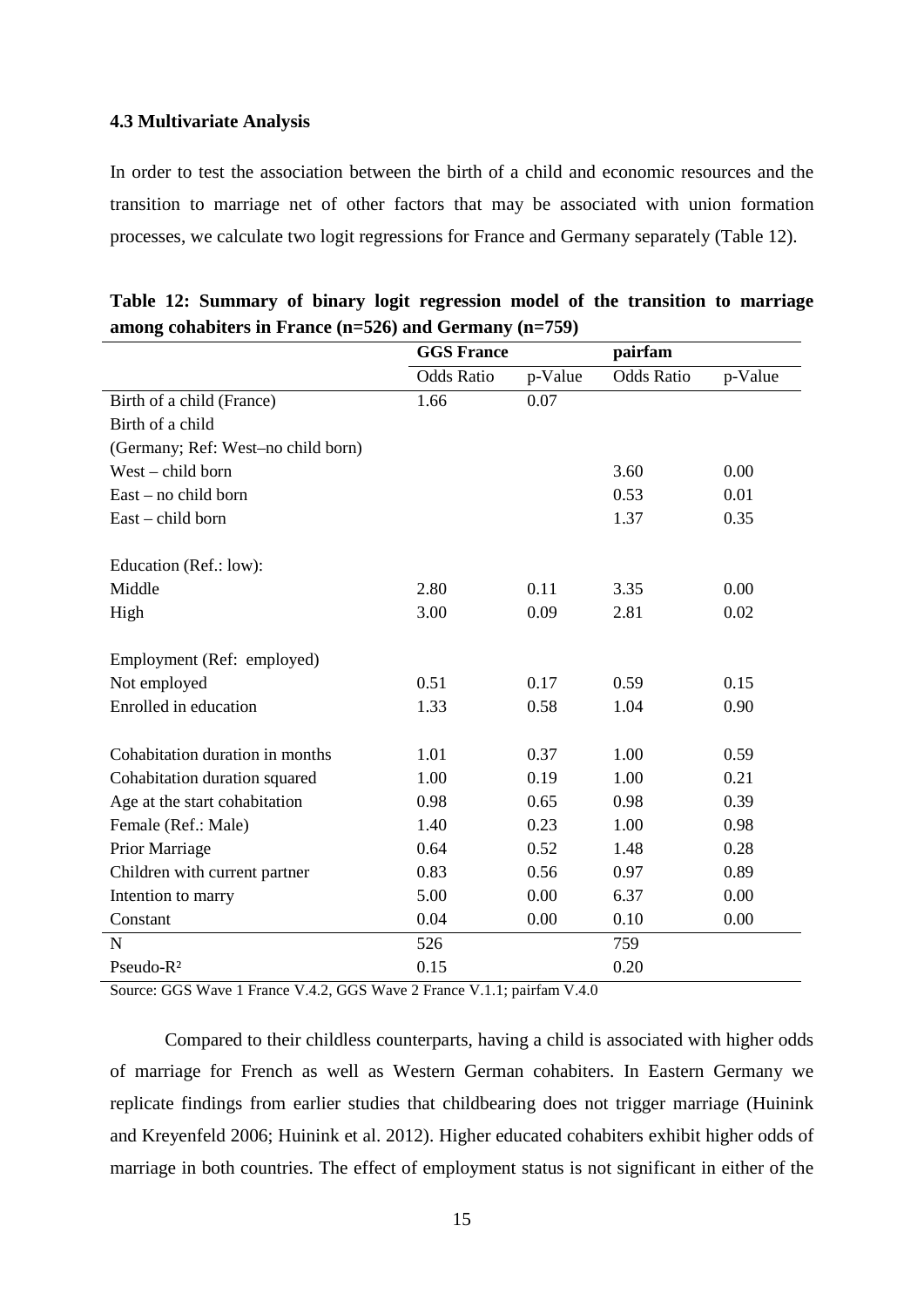### 4.3 Multivariate Analysis

In order to test the association between the birth of a child and economic resources and the transition to marriage net of other factors that may be associated with union formation processes, we calculate two logit regressions for France and Germany separately (Table 12).

**Table 12: Summary of binary logit regression model of the transition to marriage among cohabiters in France (n=526) and Germany (n=759)**

| | GGS France | | pairfam | |
|---|---|---|---|---|
| | Odds Ratio | p-Value | Odds Ratio | p-Value |
| Birth of a child (France) | 1.66 | 0.07 | | |
| Birth of a child (Germany; Ref: West–no child born) | | | | |
| West – child born | | | 3.60 | 0.00 |
| East – no child born | | | 0.53 | 0.01 |
| East – child born | | | 1.37 | 0.35 |
| Education (Ref.: low): | | | | |
| Middle | 2.80 | 0.11 | 3.35 | 0.00 |
| High | 3.00 | 0.09 | 2.81 | 0.02 |
| Employment (Ref: employed) | | | | |
| Not employed | 0.51 | 0.17 | 0.59 | 0.15 |
| Enrolled in education | 1.33 | 0.58 | 1.04 | 0.90 |
| Cohabitation duration in months | 1.01 | 0.37 | 1.00 | 0.59 |
| Cohabitation duration squared | 1.00 | 0.19 | 1.00 | 0.21 |
| Age at the start cohabitation | 0.98 | 0.65 | 0.98 | 0.39 |
| Female (Ref.: Male) | 1.40 | 0.23 | 1.00 | 0.98 |
| Prior Marriage | 0.64 | 0.52 | 1.48 | 0.28 |
| Children with current partner | 0.83 | 0.56 | 0.97 | 0.89 |
| Intention to marry | 5.00 | 0.00 | 6.37 | 0.00 |
| Constant | 0.04 | 0.00 | 0.10 | 0.00 |
| N | 526 | | 759 | |
| Pseudo-$R^2$ | 0.15 | | 0.20 | |

Source: GGS Wave 1 France V.4.2, GGS Wave 2 France V.1.1; pairfam V.4.0

Compared to their childless counterparts, having a child is associated with higher odds of marriage for French as well as Western German cohabiters. In Eastern Germany we replicate findings from earlier studies that childbearing does not trigger marriage (Huinink and Kreyenfeld 2006; Huinink et al. 2012). Higher educated cohabiters exhibit higher odds of marriage in both countries. The effect of employment status is not significant in either of the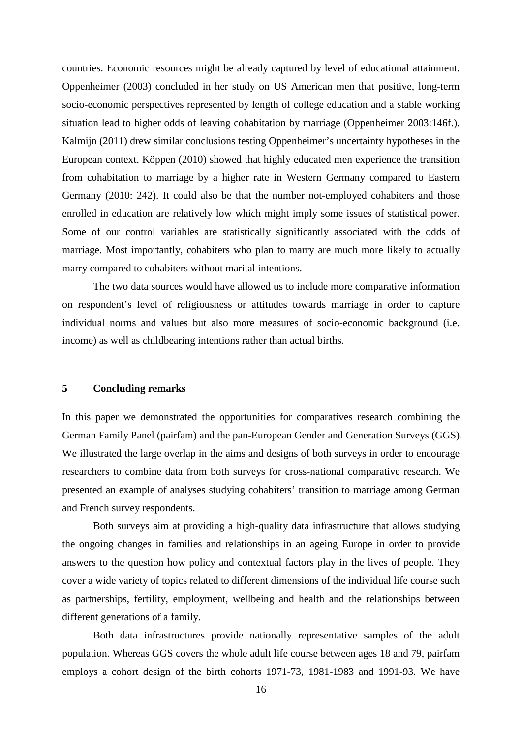countries. Economic resources might be already captured by level of educational attainment. Oppenheimer (2003) concluded in her study on US American men that positive, long-term socio-economic perspectives represented by length of college education and a stable working situation lead to higher odds of leaving cohabitation by marriage (Oppenheimer 2003:146f.). Kalmijn (2011) drew similar conclusions testing Oppenheimer's uncertainty hypotheses in the European context. Köppen (2010) showed that highly educated men experience the transition from cohabitation to marriage by a higher rate in Western Germany compared to Eastern Germany (2010: 242). It could also be that the number not-employed cohabiters and those enrolled in education are relatively low which might imply some issues of statistical power. Some of our control variables are statistically significantly associated with the odds of marriage. Most importantly, cohabiters who plan to marry are much more likely to actually marry compared to cohabiters without marital intentions.

The two data sources would have allowed us to include more comparative information on respondent's level of religiousness or attitudes towards marriage in order to capture individual norms and values but also more measures of socio-economic background (i.e. income) as well as childbearing intentions rather than actual births.

## 5 Concluding remarks

In this paper we demonstrated the opportunities for comparatives research combining the German Family Panel (pairfam) and the pan-European Gender and Generation Surveys (GGS). We illustrated the large overlap in the aims and designs of both surveys in order to encourage researchers to combine data from both surveys for cross-national comparative research. We presented an example of analyses studying cohabiters' transition to marriage among German and French survey respondents.

Both surveys aim at providing a high-quality data infrastructure that allows studying the ongoing changes in families and relationships in an ageing Europe in order to provide answers to the question how policy and contextual factors play in the lives of people. They cover a wide variety of topics related to different dimensions of the individual life course such as partnerships, fertility, employment, wellbeing and health and the relationships between different generations of a family.

Both data infrastructures provide nationally representative samples of the adult population. Whereas GGS covers the whole adult life course between ages 18 and 79, pairfam employs a cohort design of the birth cohorts 1971-73, 1981-1983 and 1991-93. We have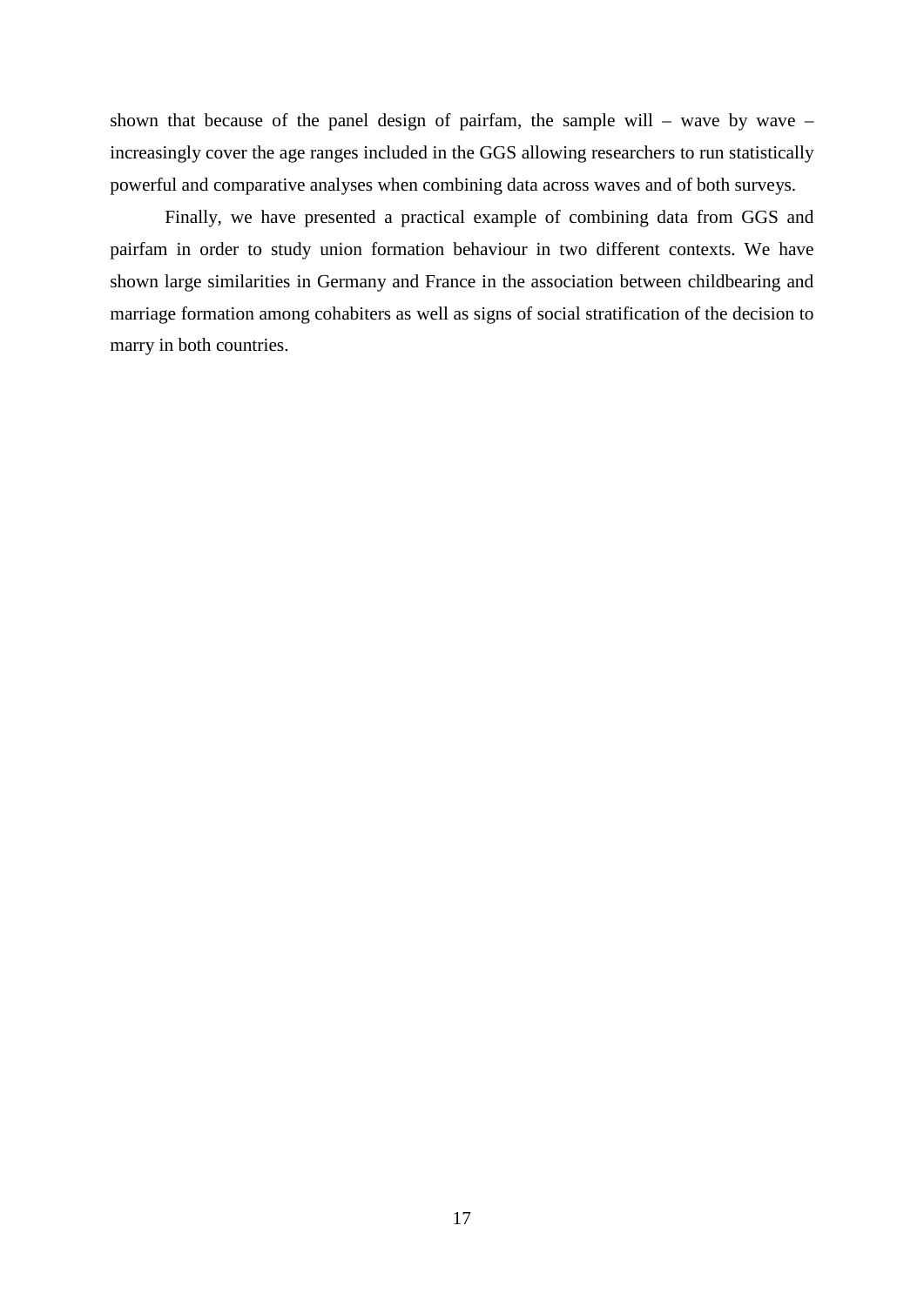shown that because of the panel design of pairfam, the sample will – wave by wave – increasingly cover the age ranges included in the GGS allowing researchers to run statistically powerful and comparative analyses when combining data across waves and of both surveys.

Finally, we have presented a practical example of combining data from GGS and pairfam in order to study union formation behaviour in two different contexts. We have shown large similarities in Germany and France in the association between childbearing and marriage formation among cohabiters as well as signs of social stratification of the decision to marry in both countries.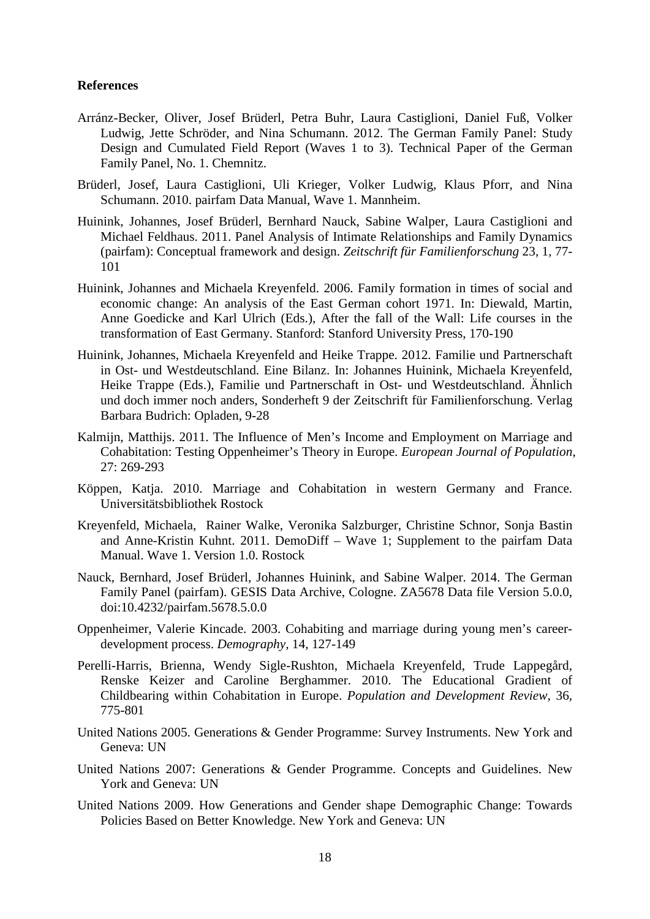## References

Arránz-Becker, Oliver, Josef Brüderl, Petra Buhr, Laura Castiglioni, Daniel Fuß, Volker Ludwig, Jette Schröder, and Nina Schumann. 2012. The German Family Panel: Study Design and Cumulated Field Report (Waves 1 to 3). Technical Paper of the German Family Panel, No. 1. Chemnitz.

Brüderl, Josef, Laura Castiglioni, Uli Krieger, Volker Ludwig, Klaus Pforr, and Nina Schumann. 2010. pairfam Data Manual, Wave 1. Mannheim.

Huinink, Johannes, Josef Brüderl, Bernhard Nauck, Sabine Walper, Laura Castiglioni and Michael Feldhaus. 2011. Panel Analysis of Intimate Relationships and Family Dynamics (pairfam): Conceptual framework and design. *Zeitschrift für Familienforschung* 23, 1, 77-101

Huinink, Johannes and Michaela Kreyenfeld. 2006. Family formation in times of social and economic change: An analysis of the East German cohort 1971. In: Diewald, Martin, Anne Goedicke and Karl Ulrich (Eds.), After the fall of the Wall: Life courses in the transformation of East Germany. Stanford: Stanford University Press, 170-190

Huinink, Johannes, Michaela Kreyenfeld and Heike Trappe. 2012. Familie und Partnerschaft in Ost- und Westdeutschland. Eine Bilanz. In: Johannes Huinink, Michaela Kreyenfeld, Heike Trappe (Eds.), Familie und Partnerschaft in Ost- und Westdeutschland. Ähnlich und doch immer noch anders, Sonderheft 9 der Zeitschrift für Familienforschung. Verlag Barbara Budrich: Opladen, 9-28

Kalmijn, Matthijs. 2011. The Influence of Men's Income and Employment on Marriage and Cohabitation: Testing Oppenheimer's Theory in Europe. *European Journal of Population*, 27: 269-293

Köppen, Katja. 2010. Marriage and Cohabitation in western Germany and France. Universitätsbibliothek Rostock

Kreyenfeld, Michaela, Rainer Walke, Veronika Salzburger, Christine Schnor, Sonja Bastin and Anne-Kristin Kuhnt. 2011. DemoDiff – Wave 1; Supplement to the pairfam Data Manual. Wave 1. Version 1.0. Rostock

Nauck, Bernhard, Josef Brüderl, Johannes Huinink, and Sabine Walper. 2014. The German Family Panel (pairfam). GESIS Data Archive, Cologne. ZA5678 Data file Version 5.0.0, doi:10.4232/pairfam.5678.5.0.0

Oppenheimer, Valerie Kincade. 2003. Cohabiting and marriage during young men's career-development process. *Demography,* 14, 127-149

Perelli-Harris, Brienna, Wendy Sigle-Rushton, Michaela Kreyenfeld, Trude Lappegård, Renske Keizer and Caroline Berghammer. 2010. The Educational Gradient of Childbearing within Cohabitation in Europe. *Population and Development Review,* 36, 775-801

United Nations 2005. Generations & Gender Programme: Survey Instruments. New York and Geneva: UN

United Nations 2007: Generations & Gender Programme. Concepts and Guidelines. New York and Geneva: UN

United Nations 2009. How Generations and Gender shape Demographic Change: Towards Policies Based on Better Knowledge. New York and Geneva: UN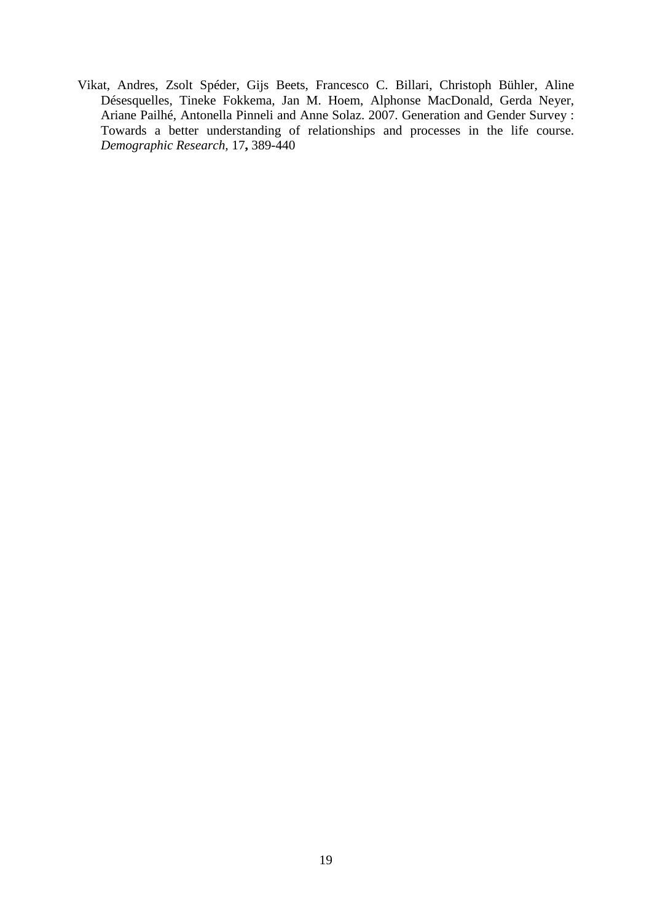Vikat, Andres, Zsolt Spéder, Gijs Beets, Francesco C. Billari, Christoph Bühler, Aline Désesquelles, Tineke Fokkema, Jan M. Hoem, Alphonse MacDonald, Gerda Neyer, Ariane Pailhé, Antonella Pinneli and Anne Solaz. 2007. Generation and Gender Survey : Towards a better understanding of relationships and processes in the life course. *Demographic Research,* 17**,** 389-440